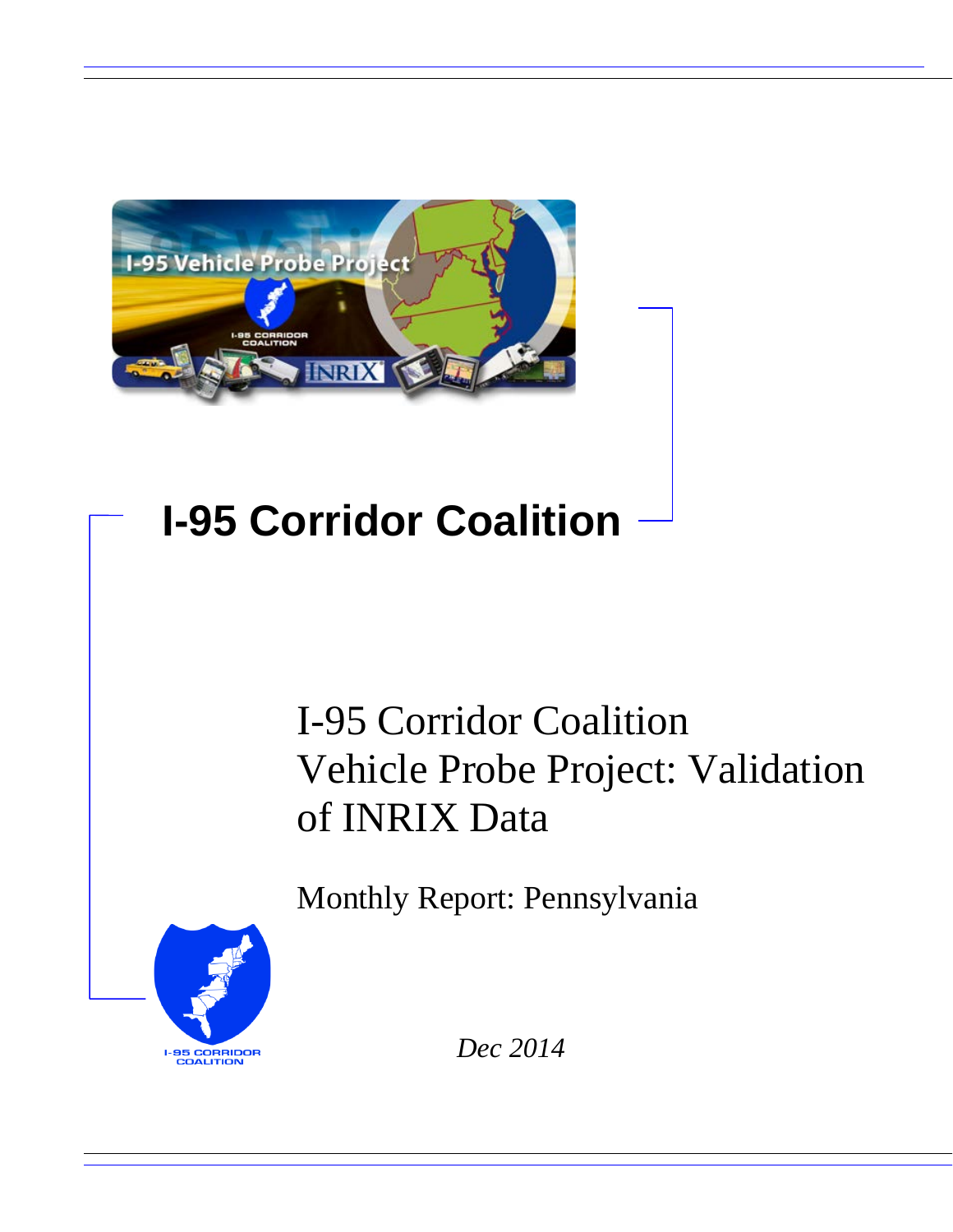# I-95 Corridor Coalition

## I-95 Corridor Coalition Vehicle Probe Project: Validation of INRIX Data

### Monthly Report: Pennsylvania

*Dec 2014*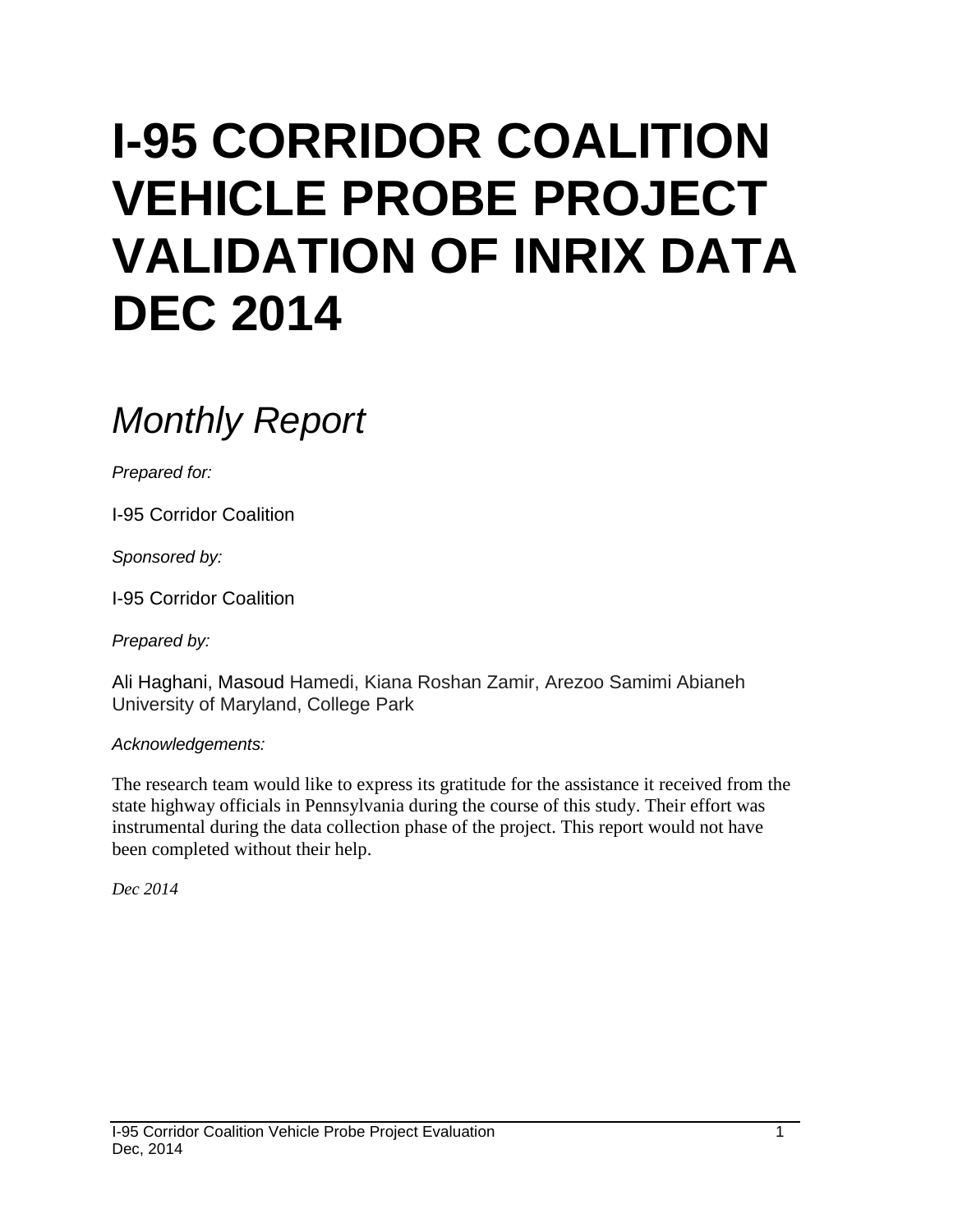# I-95 CORRIDOR COALITION VEHICLE PROBE PROJECT VALIDATION OF INRIX DATA DEC 2014

## *Monthly Report*

*Prepared for:*

I-95 Corridor Coalition

*Sponsored by:*

I-95 Corridor Coalition

*Prepared by:*

Ali Haghani, Masoud Hamedi, Kiana Roshan Zamir, Arezoo Samimi Abianeh
University of Maryland, College Park

*Acknowledgements:*

The research team would like to express its gratitude for the assistance it received from the state highway officials in Pennsylvania during the course of this study. Their effort was instrumental during the data collection phase of the project. This report would not have been completed without their help.

*Dec 2014*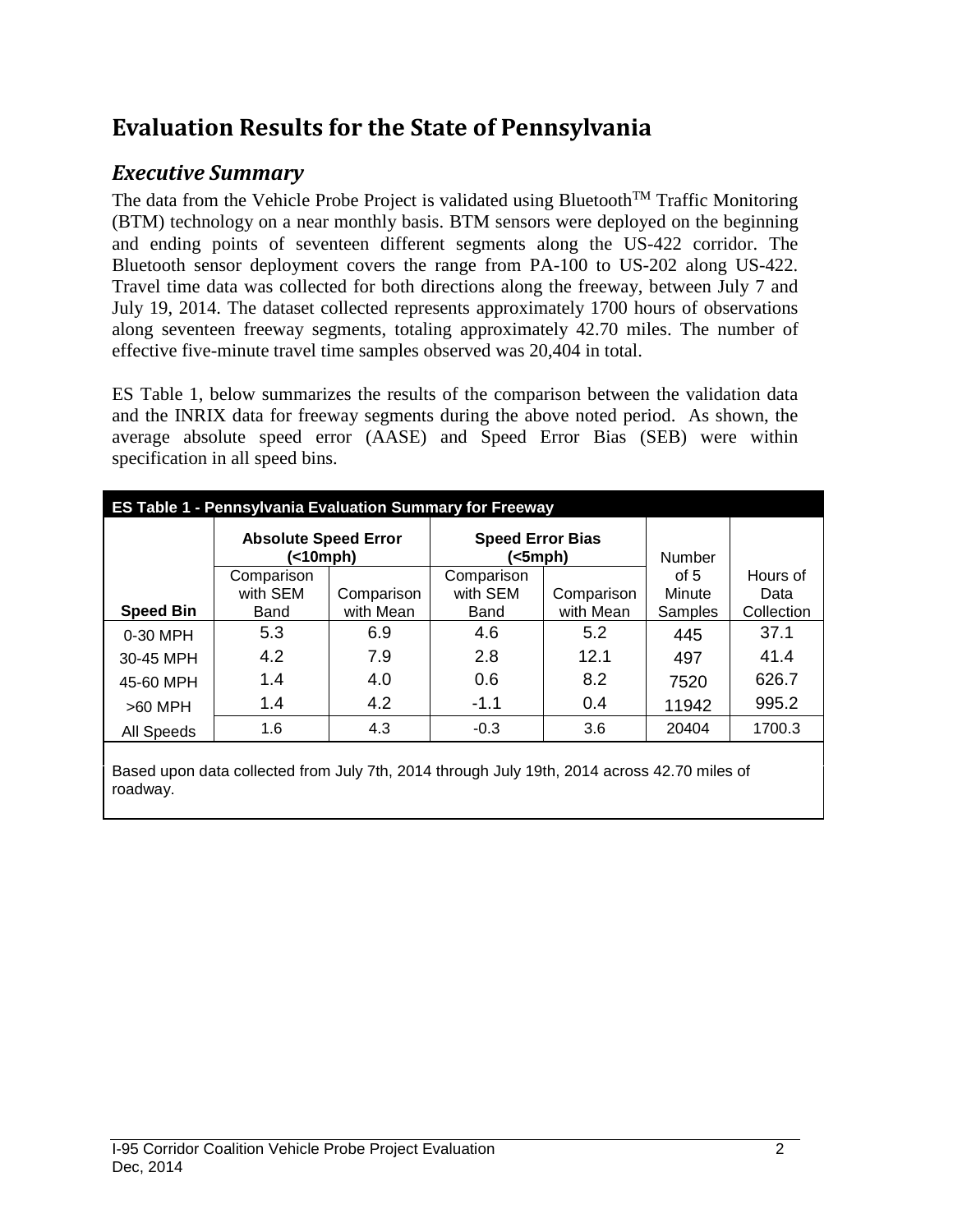# Evaluation Results for the State of Pennsylvania

## *Executive Summary*

The data from the Vehicle Probe Project is validated using Bluetooth[TM] Traffic Monitoring (BTM) technology on a near monthly basis. BTM sensors were deployed on the beginning and ending points of seventeen different segments along the US-422 corridor. The Bluetooth sensor deployment covers the range from PA-100 to US-202 along US-422. Travel time data was collected for both directions along the freeway, between July 7 and July 19, 2014. The dataset collected represents approximately 1700 hours of observations along seventeen freeway segments, totaling approximately 42.70 miles. The number of effective five-minute travel time samples observed was 20,404 in total.

ES Table 1, below summarizes the results of the comparison between the validation data and the INRIX data for freeway segments during the above noted period. As shown, the average absolute speed error (AASE) and Speed Error Bias (SEB) were within specification in all speed bins.

**ES Table 1 - Pennsylvania Evaluation Summary for Freeway**

| Speed Bin | Absolute Speed Error (<10mph) | | Speed Error Bias (<5mph) | | Number of 5 Minute Samples | Hours of Data Collection |
|---|---|---|---|---|---|---|
| | Comparison with SEM Band | Comparison with Mean | Comparison with SEM Band | Comparison with Mean | | |
| 0-30 MPH | 5.3 | 6.9 | 4.6 | 5.2 | 445 | 37.1 |
| 30-45 MPH | 4.2 | 7.9 | 2.8 | 12.1 | 497 | 41.4 |
| 45-60 MPH | 1.4 | 4.0 | 0.6 | 8.2 | 7520 | 626.7 |
| >60 MPH | 1.4 | 4.2 | -1.1 | 0.4 | 11942 | 995.2 |
| All Speeds | 1.6 | 4.3 | -0.3 | 3.6 | 20404 | 1700.3 |

Based upon data collected from July 7th, 2014 through July 19th, 2014 across 42.70 miles of roadway.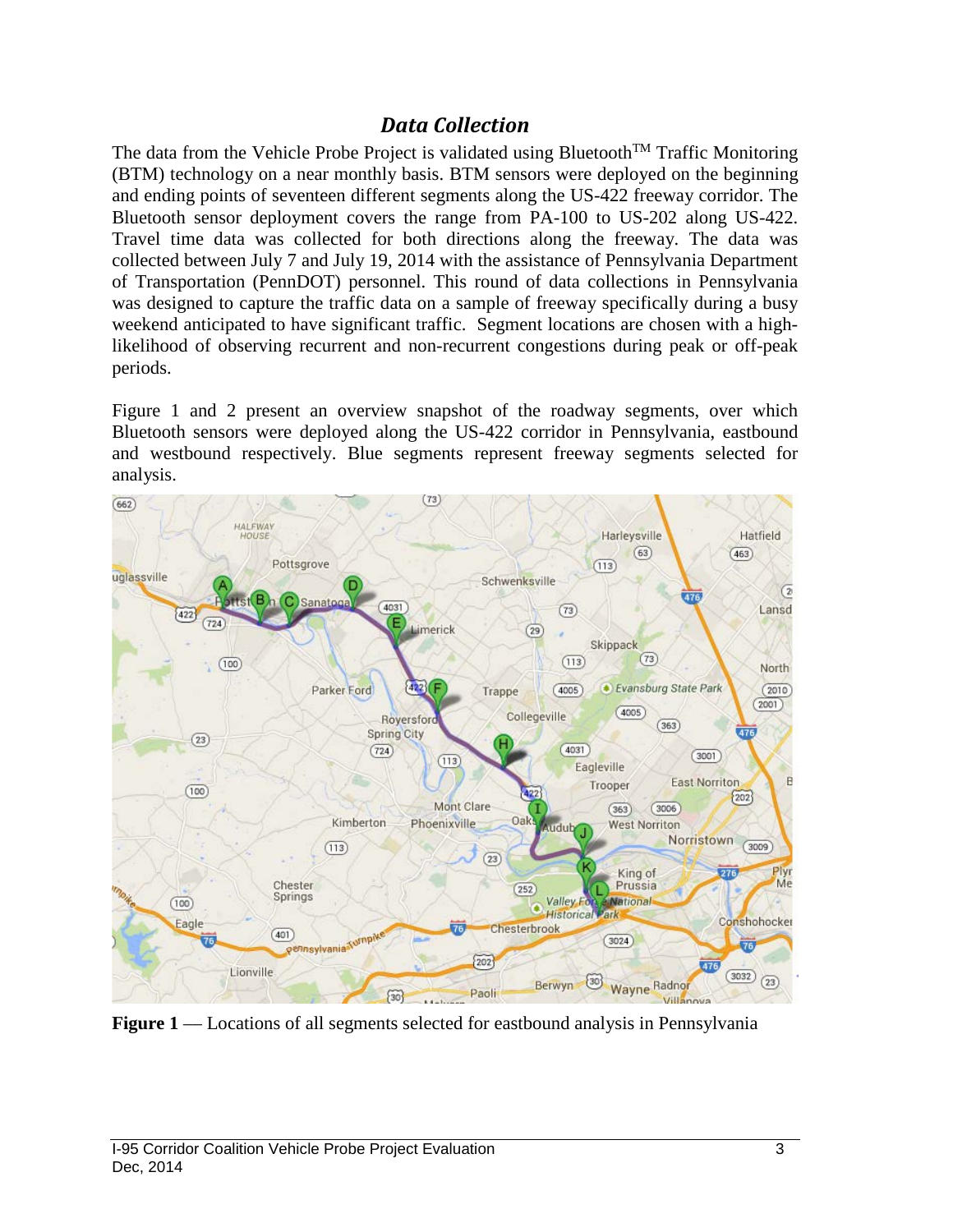## *Data Collection*

The data from the Vehicle Probe Project is validated using Bluetooth[TM] Traffic Monitoring (BTM) technology on a near monthly basis. BTM sensors were deployed on the beginning and ending points of seventeen different segments along the US-422 freeway corridor. The Bluetooth sensor deployment covers the range from PA-100 to US-202 along US-422. Travel time data was collected for both directions along the freeway. The data was collected between July 7 and July 19, 2014 with the assistance of Pennsylvania Department of Transportation (PennDOT) personnel. This round of data collections in Pennsylvania was designed to capture the traffic data on a sample of freeway specifically during a busy weekend anticipated to have significant traffic. Segment locations are chosen with a high-likelihood of observing recurrent and non-recurrent congestions during peak or off-peak periods.

Figure 1 and 2 present an overview snapshot of the roadway segments, over which Bluetooth sensors were deployed along the US-422 corridor in Pennsylvania, eastbound and westbound respectively. Blue segments represent freeway segments selected for analysis.

**Figure 1** — Locations of all segments selected for eastbound analysis in Pennsylvania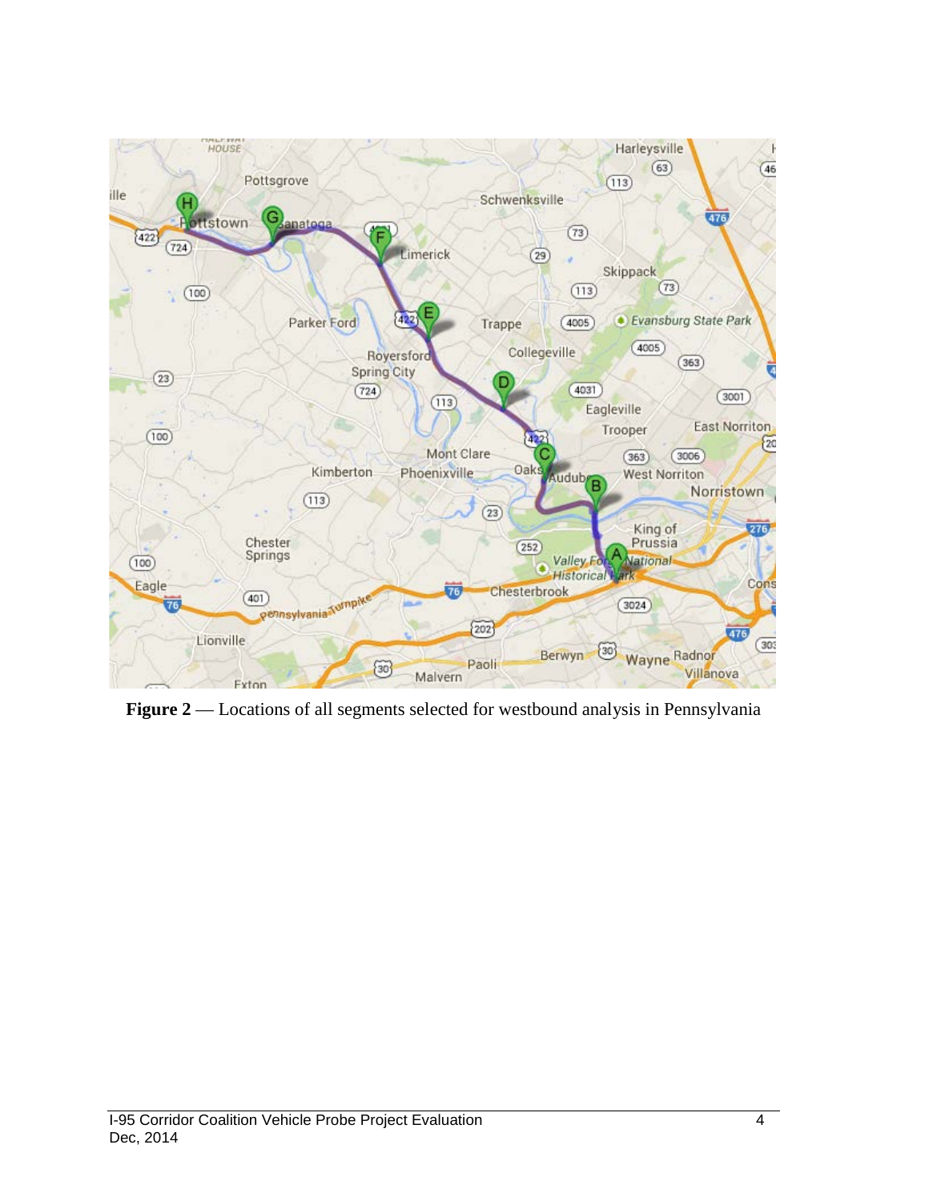**Figure 2** — Locations of all segments selected for westbound analysis in Pennsylvania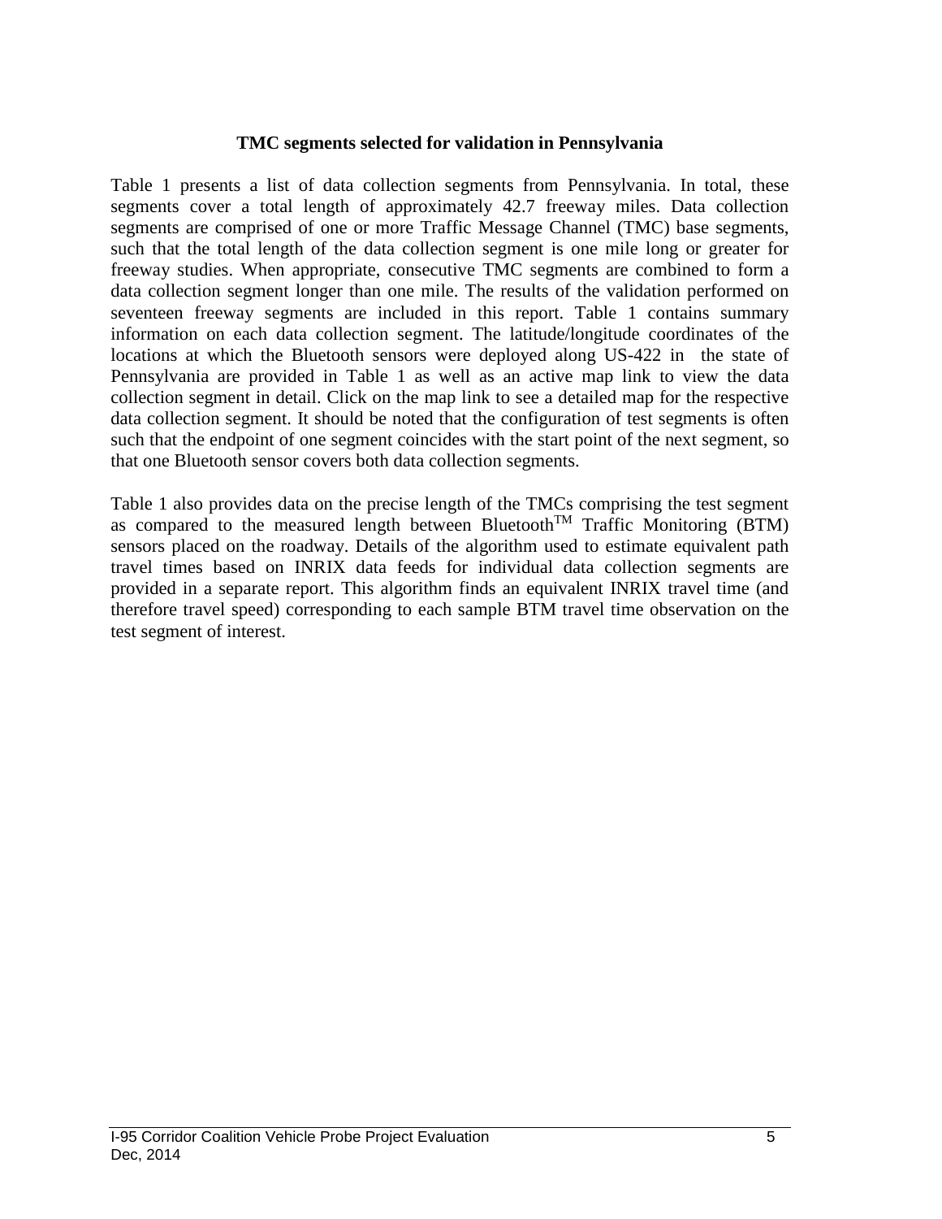### TMC segments selected for validation in Pennsylvania

Table 1 presents a list of data collection segments from Pennsylvania. In total, these segments cover a total length of approximately 42.7 freeway miles. Data collection segments are comprised of one or more Traffic Message Channel (TMC) base segments, such that the total length of the data collection segment is one mile long or greater for freeway studies. When appropriate, consecutive TMC segments are combined to form a data collection segment longer than one mile. The results of the validation performed on seventeen freeway segments are included in this report. Table 1 contains summary information on each data collection segment. The latitude/longitude coordinates of the locations at which the Bluetooth sensors were deployed along US-422 in the state of Pennsylvania are provided in Table 1 as well as an active map link to view the data collection segment in detail. Click on the map link to see a detailed map for the respective data collection segment. It should be noted that the configuration of test segments is often such that the endpoint of one segment coincides with the start point of the next segment, so that one Bluetooth sensor covers both data collection segments.

Table 1 also provides data on the precise length of the TMCs comprising the test segment as compared to the measured length between Bluetooth$^{TM}$ Traffic Monitoring (BTM) sensors placed on the roadway. Details of the algorithm used to estimate equivalent path travel times based on INRIX data feeds for individual data collection segments are provided in a separate report. This algorithm finds an equivalent INRIX travel time (and therefore travel speed) corresponding to each sample BTM travel time observation on the test segment of interest.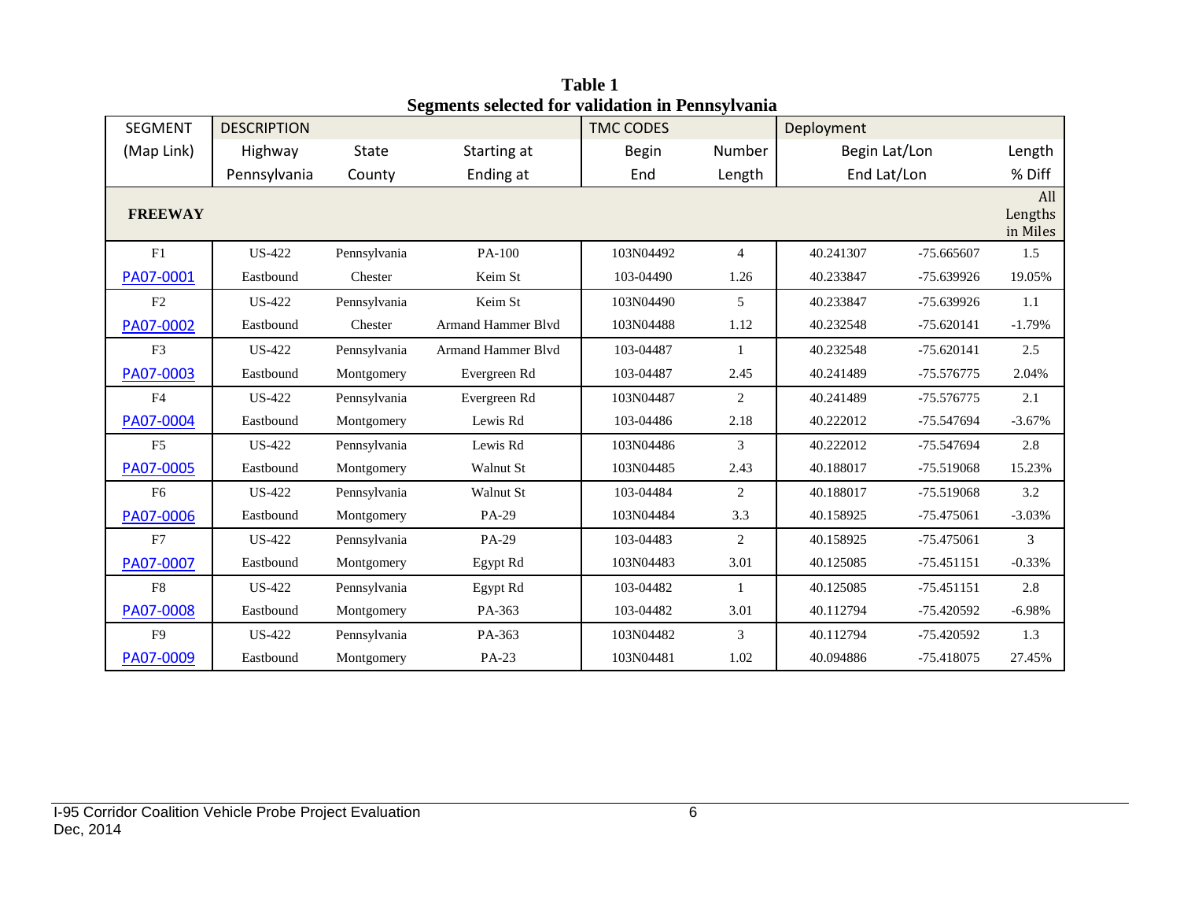**Table 1**
**Segments selected for validation in Pennsylvania**

| SEGMENT | DESCRIPTION | | | TMC CODES | | Deployment | | |
|---|---|---|---|---|---|---|---|---|
| (Map Link) | Highway | State | Starting at | Begin | Number | Begin Lat/Lon | | Length |
| | Pennsylvania | County | Ending at | End | Length | End Lat/Lon | | % Diff |
| **FREEWAY** | | | | | | | | All Lengths in Miles |
| F1 | US-422 | Pennsylvania | PA-100 | 103N04492 | 4 | 40.241307 | -75.665607 | 1.5 |
| PA07-0001 | Eastbound | Chester | Keim St | 103-04490 | 1.26 | 40.233847 | -75.639926 | 19.05% |
| F2 | US-422 | Pennsylvania | Keim St | 103N04490 | 5 | 40.233847 | -75.639926 | 1.1 |
| PA07-0002 | Eastbound | Chester | Armand Hammer Blvd | 103N04488 | 1.12 | 40.232548 | -75.620141 | -1.79% |
| F3 | US-422 | Pennsylvania | Armand Hammer Blvd | 103-04487 | 1 | 40.232548 | -75.620141 | 2.5 |
| PA07-0003 | Eastbound | Montgomery | Evergreen Rd | 103-04487 | 2.45 | 40.241489 | -75.576775 | 2.04% |
| F4 | US-422 | Pennsylvania | Evergreen Rd | 103N04487 | 2 | 40.241489 | -75.576775 | 2.1 |
| PA07-0004 | Eastbound | Montgomery | Lewis Rd | 103-04486 | 2.18 | 40.222012 | -75.547694 | -3.67% |
| F5 | US-422 | Pennsylvania | Lewis Rd | 103N04486 | 3 | 40.222012 | -75.547694 | 2.8 |
| PA07-0005 | Eastbound | Montgomery | Walnut St | 103N04485 | 2.43 | 40.188017 | -75.519068 | 15.23% |
| F6 | US-422 | Pennsylvania | Walnut St | 103-04484 | 2 | 40.188017 | -75.519068 | 3.2 |
| PA07-0006 | Eastbound | Montgomery | PA-29 | 103N04484 | 3.3 | 40.158925 | -75.475061 | -3.03% |
| F7 | US-422 | Pennsylvania | PA-29 | 103-04483 | 2 | 40.158925 | -75.475061 | 3 |
| PA07-0007 | Eastbound | Montgomery | Egypt Rd | 103N04483 | 3.01 | 40.125085 | -75.451151 | -0.33% |
| F8 | US-422 | Pennsylvania | Egypt Rd | 103-04482 | 1 | 40.125085 | -75.451151 | 2.8 |
| PA07-0008 | Eastbound | Montgomery | PA-363 | 103-04482 | 3.01 | 40.112794 | -75.420592 | -6.98% |
| F9 | US-422 | Pennsylvania | PA-363 | 103N04482 | 3 | 40.112794 | -75.420592 | 1.3 |
| PA07-0009 | Eastbound | Montgomery | PA-23 | 103N04481 | 1.02 | 40.094886 | -75.418075 | 27.45% |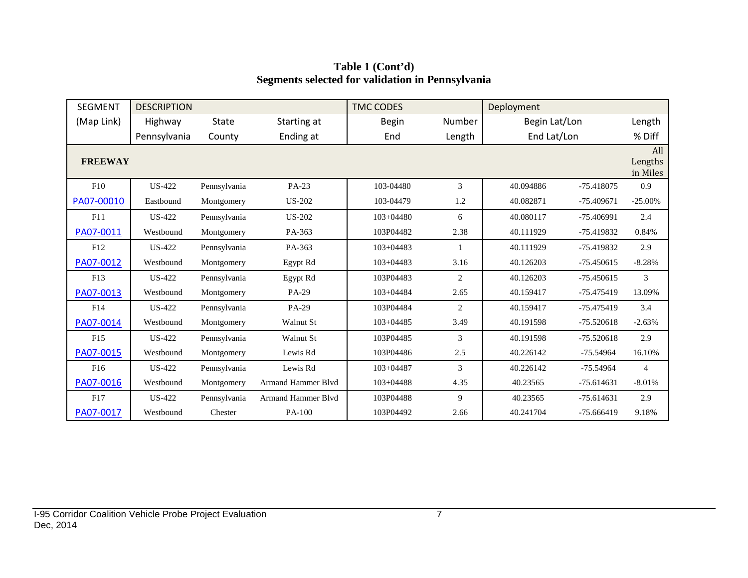**Table 1 (Cont'd)**
**Segments selected for validation in Pennsylvania**

| SEGMENT | DESCRIPTION | | | TMC CODES | | Deployment | | |
|---|---|---|---|---|---|---|---|---|
| (Map Link) | Highway | State | Starting at | Begin | Number | Begin Lat/Lon | | Length |
| | Pennsylvania | County | Ending at | End | Length | End Lat/Lon | | % Diff |
| **FREEWAY** | | | | | | | | All Lengths in Miles |
| F10 | US-422 | Pennsylvania | PA-23 | 103-04480 | 3 | 40.094886 | -75.418075 | 0.9 |
| PA07-00010 | Eastbound | Montgomery | US-202 | 103-04479 | 1.2 | 40.082871 | -75.409671 | -25.00% |
| F11 | US-422 | Pennsylvania | US-202 | 103+04480 | 6 | 40.080117 | -75.406991 | 2.4 |
| PA07-0011 | Westbound | Montgomery | PA-363 | 103P04482 | 2.38 | 40.111929 | -75.419832 | 0.84% |
| F12 | US-422 | Pennsylvania | PA-363 | 103+04483 | 1 | 40.111929 | -75.419832 | 2.9 |
| PA07-0012 | Westbound | Montgomery | Egypt Rd | 103+04483 | 3.16 | 40.126203 | -75.450615 | -8.28% |
| F13 | US-422 | Pennsylvania | Egypt Rd | 103P04483 | 2 | 40.126203 | -75.450615 | 3 |
| PA07-0013 | Westbound | Montgomery | PA-29 | 103+04484 | 2.65 | 40.159417 | -75.475419 | 13.09% |
| F14 | US-422 | Pennsylvania | PA-29 | 103P04484 | 2 | 40.159417 | -75.475419 | 3.4 |
| PA07-0014 | Westbound | Montgomery | Walnut St | 103+04485 | 3.49 | 40.191598 | -75.520618 | -2.63% |
| F15 | US-422 | Pennsylvania | Walnut St | 103P04485 | 3 | 40.191598 | -75.520618 | 2.9 |
| PA07-0015 | Westbound | Montgomery | Lewis Rd | 103P04486 | 2.5 | 40.226142 | -75.54964 | 16.10% |
| F16 | US-422 | Pennsylvania | Lewis Rd | 103+04487 | 3 | 40.226142 | -75.54964 | 4 |
| PA07-0016 | Westbound | Montgomery | Armand Hammer Blvd | 103+04488 | 4.35 | 40.23565 | -75.614631 | -8.01% |
| F17 | US-422 | Pennsylvania | Armand Hammer Blvd | 103P04488 | 9 | 40.23565 | -75.614631 | 2.9 |
| PA07-0017 | Westbound | Chester | PA-100 | 103P04492 | 2.66 | 40.241704 | -75.666419 | 9.18% |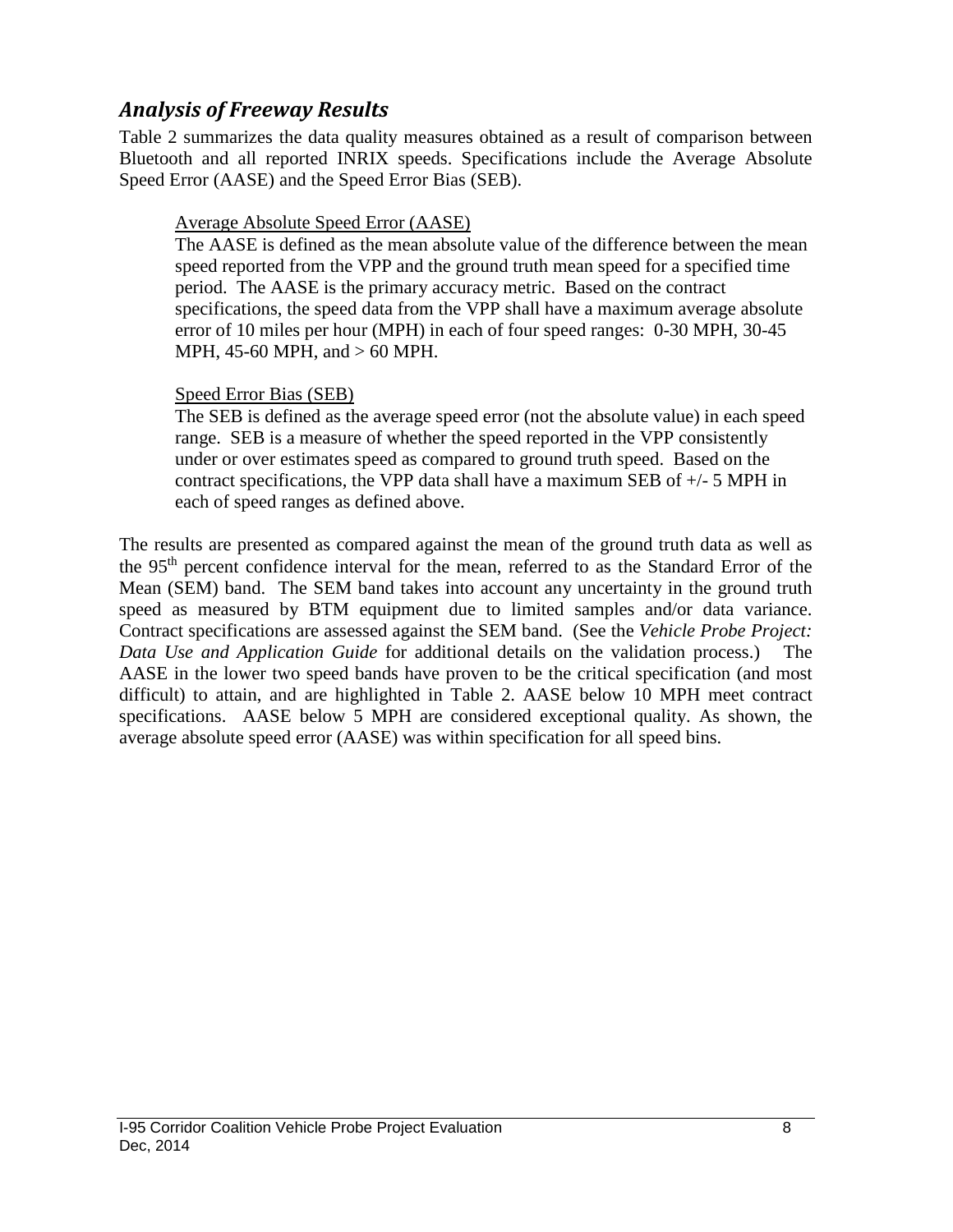## *Analysis of Freeway Results*

Table 2 summarizes the data quality measures obtained as a result of comparison between Bluetooth and all reported INRIX speeds. Specifications include the Average Absolute Speed Error (AASE) and the Speed Error Bias (SEB).

> <u>Average Absolute Speed Error (AASE)</u>
> The AASE is defined as the mean absolute value of the difference between the mean speed reported from the VPP and the ground truth mean speed for a specified time period. The AASE is the primary accuracy metric. Based on the contract specifications, the speed data from the VPP shall have a maximum average absolute error of 10 miles per hour (MPH) in each of four speed ranges: 0-30 MPH, 30-45 MPH, 45-60 MPH, and > 60 MPH.
>
> <u>Speed Error Bias (SEB)</u>
> The SEB is defined as the average speed error (not the absolute value) in each speed range. SEB is a measure of whether the speed reported in the VPP consistently under or over estimates speed as compared to ground truth speed. Based on the contract specifications, the VPP data shall have a maximum SEB of +/- 5 MPH in each of speed ranges as defined above.

The results are presented as compared against the mean of the ground truth data as well as the 95th percent confidence interval for the mean, referred to as the Standard Error of the Mean (SEM) band. The SEM band takes into account any uncertainty in the ground truth speed as measured by BTM equipment due to limited samples and/or data variance. Contract specifications are assessed against the SEM band. (See the *Vehicle Probe Project: Data Use and Application Guide* for additional details on the validation process.) The AASE in the lower two speed bands have proven to be the critical specification (and most difficult) to attain, and are highlighted in Table 2. AASE below 10 MPH meet contract specifications. AASE below 5 MPH are considered exceptional quality. As shown, the average absolute speed error (AASE) was within specification for all speed bins.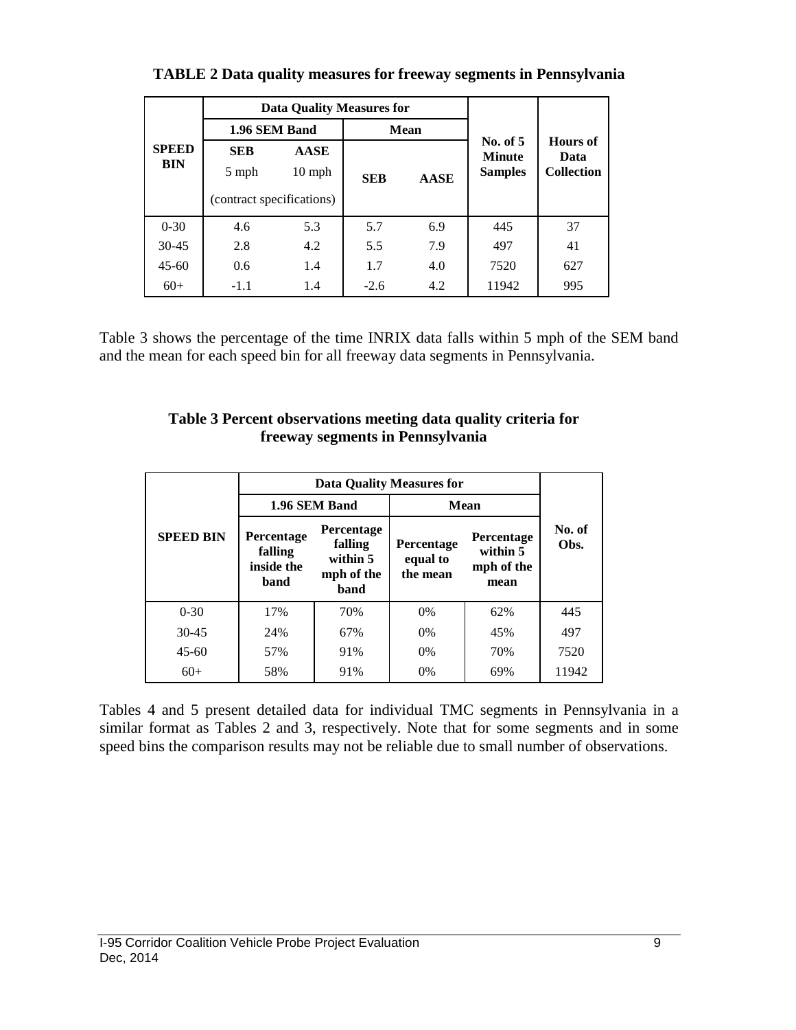**TABLE 2 Data quality measures for freeway segments in Pennsylvania**

| SPEED BIN | Data Quality Measures for 1.96 SEM Band | | Data Quality Measures for Mean | | No. of 5 Minute Samples | Hours of Data Collection |
|---|---|---|---|---|---|---|
| | SEB 5 mph (contract specifications) | AASE 10 mph (contract specifications) | SEB | AASE | | |
| 0-30 | 4.6 | 5.3 | 5.7 | 6.9 | 445 | 37 |
| 30-45 | 2.8 | 4.2 | 5.5 | 7.9 | 497 | 41 |
| 45-60 | 0.6 | 1.4 | 1.7 | 4.0 | 7520 | 627 |
| 60+ | -1.1 | 1.4 | -2.6 | 4.2 | 11942 | 995 |

Table 3 shows the percentage of the time INRIX data falls within 5 mph of the SEM band and the mean for each speed bin for all freeway data segments in Pennsylvania.

**Table 3 Percent observations meeting data quality criteria for freeway segments in Pennsylvania**

| SPEED BIN | Data Quality Measures for 1.96 SEM Band | | Data Quality Measures for Mean | | No. of Obs. |
|---|---|---|---|---|---|
| | Percentage falling inside the band | Percentage falling within 5 mph of the band | Percentage equal to the mean | Percentage within 5 mph of the mean | |
| 0-30 | 17% | 70% | 0% | 62% | 445 |
| 30-45 | 24% | 67% | 0% | 45% | 497 |
| 45-60 | 57% | 91% | 0% | 70% | 7520 |
| 60+ | 58% | 91% | 0% | 69% | 11942 |

Tables 4 and 5 present detailed data for individual TMC segments in Pennsylvania in a similar format as Tables 2 and 3, respectively. Note that for some segments and in some speed bins the comparison results may not be reliable due to small number of observations.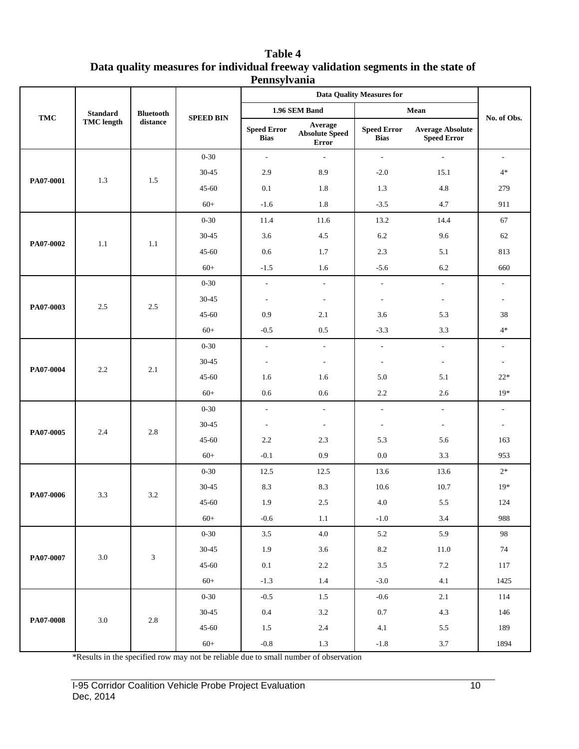**Table 4**
**Data quality measures for individual freeway validation segments in the state of Pennsylvania**

| TMC | Standard TMC length | Bluetooth distance | SPEED BIN | Data Quality Measures for | | | | No. of Obs. |
|---|---|---|---|---|---|---|---|---|
| | | | | 1.96 SEM Band | | Mean | | |
| | | | | Speed Error Bias | Average Absolute Speed Error | Speed Error Bias | Average Absolute Speed Error | |
| PA07-0001 | 1.3 | 1.5 | 0-30 | - | - | - | - | - |
| | | | 30-45 | 2.9 | 8.9 | -2.0 | 15.1 | 4* |
| | | | 45-60 | 0.1 | 1.8 | 1.3 | 4.8 | 279 |
| | | | 60+ | -1.6 | 1.8 | -3.5 | 4.7 | 911 |
| PA07-0002 | 1.1 | 1.1 | 0-30 | 11.4 | 11.6 | 13.2 | 14.4 | 67 |
| | | | 30-45 | 3.6 | 4.5 | 6.2 | 9.6 | 62 |
| | | | 45-60 | 0.6 | 1.7 | 2.3 | 5.1 | 813 |
| | | | 60+ | -1.5 | 1.6 | -5.6 | 6.2 | 660 |
| PA07-0003 | 2.5 | 2.5 | 0-30 | - | - | - | - | - |
| | | | 30-45 | - | - | - | - | - |
| | | | 45-60 | 0.9 | 2.1 | 3.6 | 5.3 | 38 |
| | | | 60+ | -0.5 | 0.5 | -3.3 | 3.3 | 4* |
| PA07-0004 | 2.2 | 2.1 | 0-30 | - | - | - | - | - |
| | | | 30-45 | - | - | - | - | - |
| | | | 45-60 | 1.6 | 1.6 | 5.0 | 5.1 | 22* |
| | | | 60+ | 0.6 | 0.6 | 2.2 | 2.6 | 19* |
| PA07-0005 | 2.4 | 2.8 | 0-30 | - | - | - | - | - |
| | | | 30-45 | - | - | - | - | - |
| | | | 45-60 | 2.2 | 2.3 | 5.3 | 5.6 | 163 |
| | | | 60+ | -0.1 | 0.9 | 0.0 | 3.3 | 953 |
| PA07-0006 | 3.3 | 3.2 | 0-30 | 12.5 | 12.5 | 13.6 | 13.6 | 2* |
| | | | 30-45 | 8.3 | 8.3 | 10.6 | 10.7 | 19* |
| | | | 45-60 | 1.9 | 2.5 | 4.0 | 5.5 | 124 |
| | | | 60+ | -0.6 | 1.1 | -1.0 | 3.4 | 988 |
| PA07-0007 | 3.0 | 3 | 0-30 | 3.5 | 4.0 | 5.2 | 5.9 | 98 |
| | | | 30-45 | 1.9 | 3.6 | 8.2 | 11.0 | 74 |
| | | | 45-60 | 0.1 | 2.2 | 3.5 | 7.2 | 117 |
| | | | 60+ | -1.3 | 1.4 | -3.0 | 4.1 | 1425 |
| PA07-0008 | 3.0 | 2.8 | 0-30 | -0.5 | 1.5 | -0.6 | 2.1 | 114 |
| | | | 30-45 | 0.4 | 3.2 | 0.7 | 4.3 | 146 |
| | | | 45-60 | 1.5 | 2.4 | 4.1 | 5.5 | 189 |
| | | | 60+ | -0.8 | 1.3 | -1.8 | 3.7 | 1894 |

*Results in the specified row may not be reliable due to small number of observation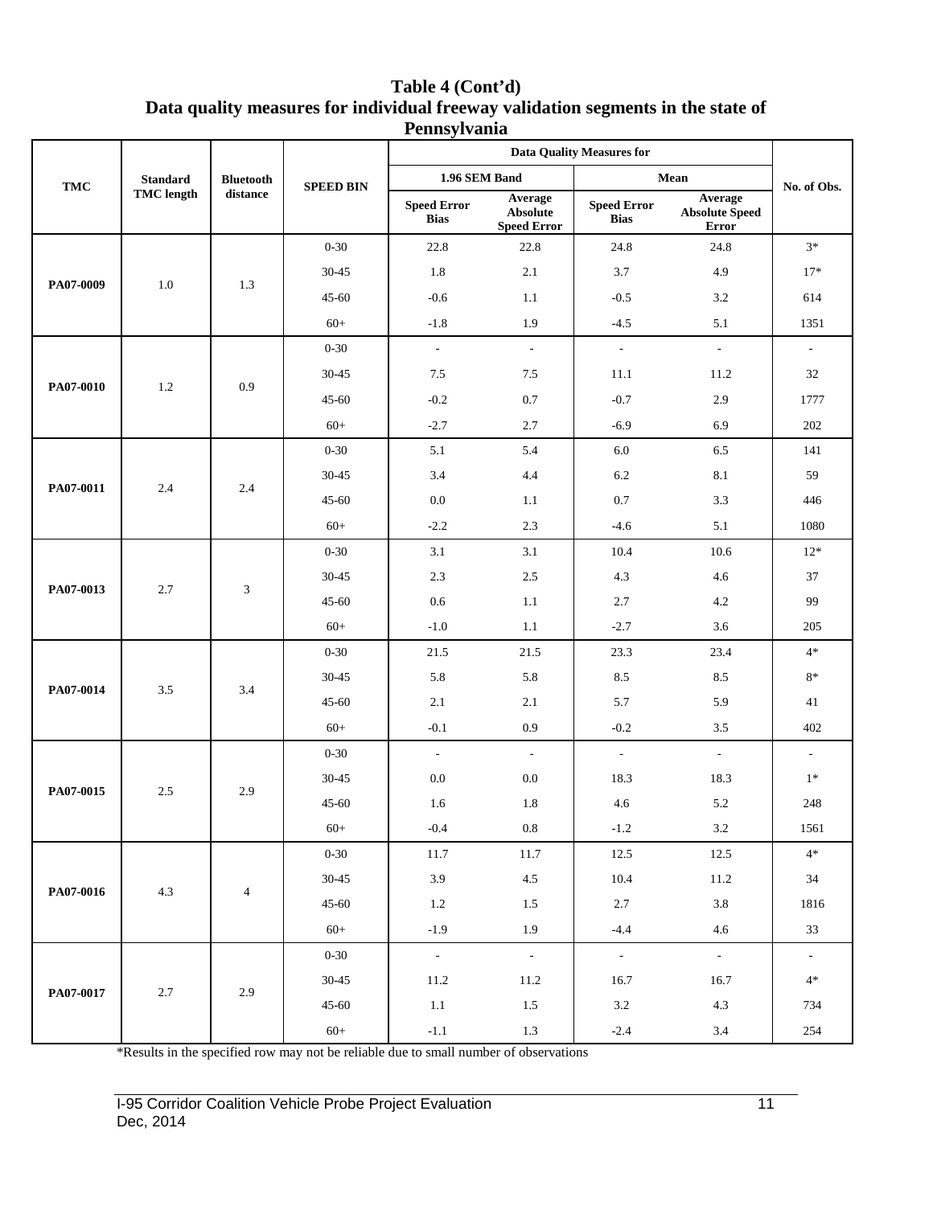**Table 4 (Cont'd)**
**Data quality measures for individual freeway validation segments in the state of Pennsylvania**

| TMC | Standard TMC length | Bluetooth distance | SPEED BIN | Data Quality Measures for | | | | No. of Obs. |
|---|---|---|---|---|---|---|---|---|
| | | | | 1.96 SEM Band | | Mean | | |
| | | | | Speed Error Bias | Average Absolute Speed Error | Speed Error Bias | Average Absolute Speed Error | |
| PA07-0009 | 1.0 | 1.3 | 0-30 | 22.8 | 22.8 | 24.8 | 24.8 | 3* |
| | | | 30-45 | 1.8 | 2.1 | 3.7 | 4.9 | 17* |
| | | | 45-60 | -0.6 | 1.1 | -0.5 | 3.2 | 614 |
| | | | 60+ | -1.8 | 1.9 | -4.5 | 5.1 | 1351 |
| PA07-0010 | 1.2 | 0.9 | 0-30 | - | - | - | - | - |
| | | | 30-45 | 7.5 | 7.5 | 11.1 | 11.2 | 32 |
| | | | 45-60 | -0.2 | 0.7 | -0.7 | 2.9 | 1777 |
| | | | 60+ | -2.7 | 2.7 | -6.9 | 6.9 | 202 |
| PA07-0011 | 2.4 | 2.4 | 0-30 | 5.1 | 5.4 | 6.0 | 6.5 | 141 |
| | | | 30-45 | 3.4 | 4.4 | 6.2 | 8.1 | 59 |
| | | | 45-60 | 0.0 | 1.1 | 0.7 | 3.3 | 446 |
| | | | 60+ | -2.2 | 2.3 | -4.6 | 5.1 | 1080 |
| PA07-0013 | 2.7 | 3 | 0-30 | 3.1 | 3.1 | 10.4 | 10.6 | 12* |
| | | | 30-45 | 2.3 | 2.5 | 4.3 | 4.6 | 37 |
| | | | 45-60 | 0.6 | 1.1 | 2.7 | 4.2 | 99 |
| | | | 60+ | -1.0 | 1.1 | -2.7 | 3.6 | 205 |
| PA07-0014 | 3.5 | 3.4 | 0-30 | 21.5 | 21.5 | 23.3 | 23.4 | 4* |
| | | | 30-45 | 5.8 | 5.8 | 8.5 | 8.5 | 8* |
| | | | 45-60 | 2.1 | 2.1 | 5.7 | 5.9 | 41 |
| | | | 60+ | -0.1 | 0.9 | -0.2 | 3.5 | 402 |
| PA07-0015 | 2.5 | 2.9 | 0-30 | - | - | - | - | - |
| | | | 30-45 | 0.0 | 0.0 | 18.3 | 18.3 | 1* |
| | | | 45-60 | 1.6 | 1.8 | 4.6 | 5.2 | 248 |
| | | | 60+ | -0.4 | 0.8 | -1.2 | 3.2 | 1561 |
| PA07-0016 | 4.3 | 4 | 0-30 | 11.7 | 11.7 | 12.5 | 12.5 | 4* |
| | | | 30-45 | 3.9 | 4.5 | 10.4 | 11.2 | 34 |
| | | | 45-60 | 1.2 | 1.5 | 2.7 | 3.8 | 1816 |
| | | | 60+ | -1.9 | 1.9 | -4.4 | 4.6 | 33 |
| PA07-0017 | 2.7 | 2.9 | 0-30 | - | - | - | - | - |
| | | | 30-45 | 11.2 | 11.2 | 16.7 | 16.7 | 4* |
| | | | 45-60 | 1.1 | 1.5 | 3.2 | 4.3 | 734 |
| | | | 60+ | -1.1 | 1.3 | -2.4 | 3.4 | 254 |

*Results in the specified row may not be reliable due to small number of observations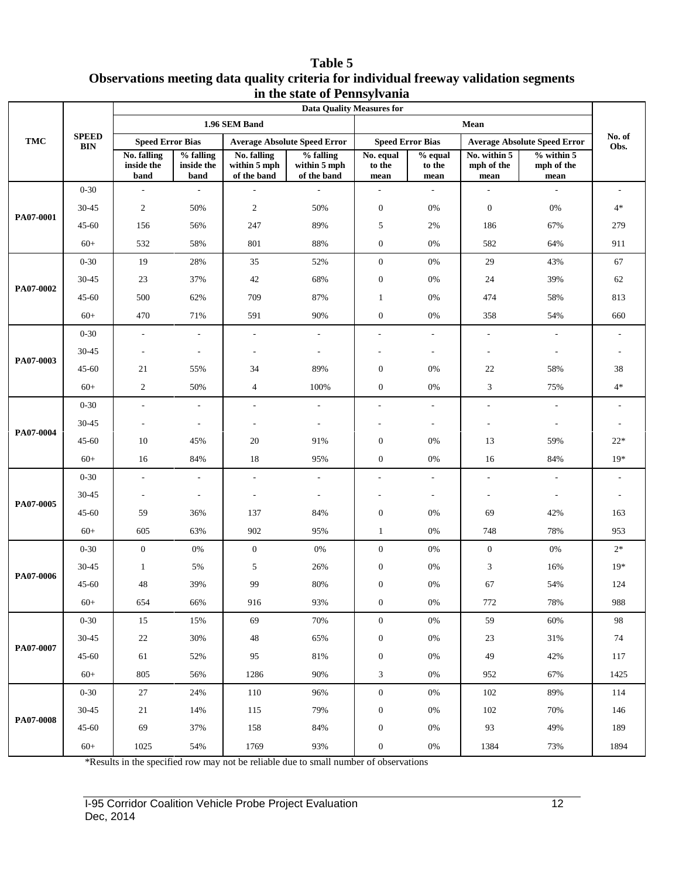**Table 5**
**Observations meeting data quality criteria for individual freeway validation segments in the state of Pennsylvania**

| TMC | SPEED BIN | Data Quality Measures for | | | | | | | | No. of Obs. |
|---|---|---|---|---|---|---|---|---|---|---|
| | | 1.96 SEM Band | | | | Mean | | | | |
| | | Speed Error Bias | | Average Absolute Speed Error | | Speed Error Bias | | Average Absolute Speed Error | | |
| | | No. falling inside the band | % falling inside the band | No. falling within 5 mph of the band | % falling within 5 mph of the band | No. equal to the mean | % equal to the mean | No. within 5 mph of the mean | % within 5 mph of the mean | |
| PA07-0001 | 0-30 | - | - | - | - | - | - | - | - | - |
| | 30-45 | 2 | 50% | 2 | 50% | 0 | 0% | 0 | 0% | 4* |
| | 45-60 | 156 | 56% | 247 | 89% | 5 | 2% | 186 | 67% | 279 |
| | 60+ | 532 | 58% | 801 | 88% | 0 | 0% | 582 | 64% | 911 |
| PA07-0002 | 0-30 | 19 | 28% | 35 | 52% | 0 | 0% | 29 | 43% | 67 |
| | 30-45 | 23 | 37% | 42 | 68% | 0 | 0% | 24 | 39% | 62 |
| | 45-60 | 500 | 62% | 709 | 87% | 1 | 0% | 474 | 58% | 813 |
| | 60+ | 470 | 71% | 591 | 90% | 0 | 0% | 358 | 54% | 660 |
| PA07-0003 | 0-30 | - | - | - | - | - | - | - | - | - |
| | 30-45 | - | - | - | - | - | - | - | - | - |
| | 45-60 | 21 | 55% | 34 | 89% | 0 | 0% | 22 | 58% | 38 |
| | 60+ | 2 | 50% | 4 | 100% | 0 | 0% | 3 | 75% | 4* |
| PA07-0004 | 0-30 | - | - | - | - | - | - | - | - | - |
| | 30-45 | - | - | - | - | - | - | - | - | - |
| | 45-60 | 10 | 45% | 20 | 91% | 0 | 0% | 13 | 59% | 22* |
| | 60+ | 16 | 84% | 18 | 95% | 0 | 0% | 16 | 84% | 19* |
| PA07-0005 | 0-30 | - | - | - | - | - | - | - | - | - |
| | 30-45 | - | - | - | - | - | - | - | - | - |
| | 45-60 | 59 | 36% | 137 | 84% | 0 | 0% | 69 | 42% | 163 |
| | 60+ | 605 | 63% | 902 | 95% | 1 | 0% | 748 | 78% | 953 |
| PA07-0006 | 0-30 | 0 | 0% | 0 | 0% | 0 | 0% | 0 | 0% | 2* |
| | 30-45 | 1 | 5% | 5 | 26% | 0 | 0% | 3 | 16% | 19* |
| | 45-60 | 48 | 39% | 99 | 80% | 0 | 0% | 67 | 54% | 124 |
| | 60+ | 654 | 66% | 916 | 93% | 0 | 0% | 772 | 78% | 988 |
| PA07-0007 | 0-30 | 15 | 15% | 69 | 70% | 0 | 0% | 59 | 60% | 98 |
| | 30-45 | 22 | 30% | 48 | 65% | 0 | 0% | 23 | 31% | 74 |
| | 45-60 | 61 | 52% | 95 | 81% | 0 | 0% | 49 | 42% | 117 |
| | 60+ | 805 | 56% | 1286 | 90% | 3 | 0% | 952 | 67% | 1425 |
| PA07-0008 | 0-30 | 27 | 24% | 110 | 96% | 0 | 0% | 102 | 89% | 114 |
| | 30-45 | 21 | 14% | 115 | 79% | 0 | 0% | 102 | 70% | 146 |
| | 45-60 | 69 | 37% | 158 | 84% | 0 | 0% | 93 | 49% | 189 |
| | 60+ | 1025 | 54% | 1769 | 93% | 0 | 0% | 1384 | 73% | 1894 |

*Results in the specified row may not be reliable due to small number of observations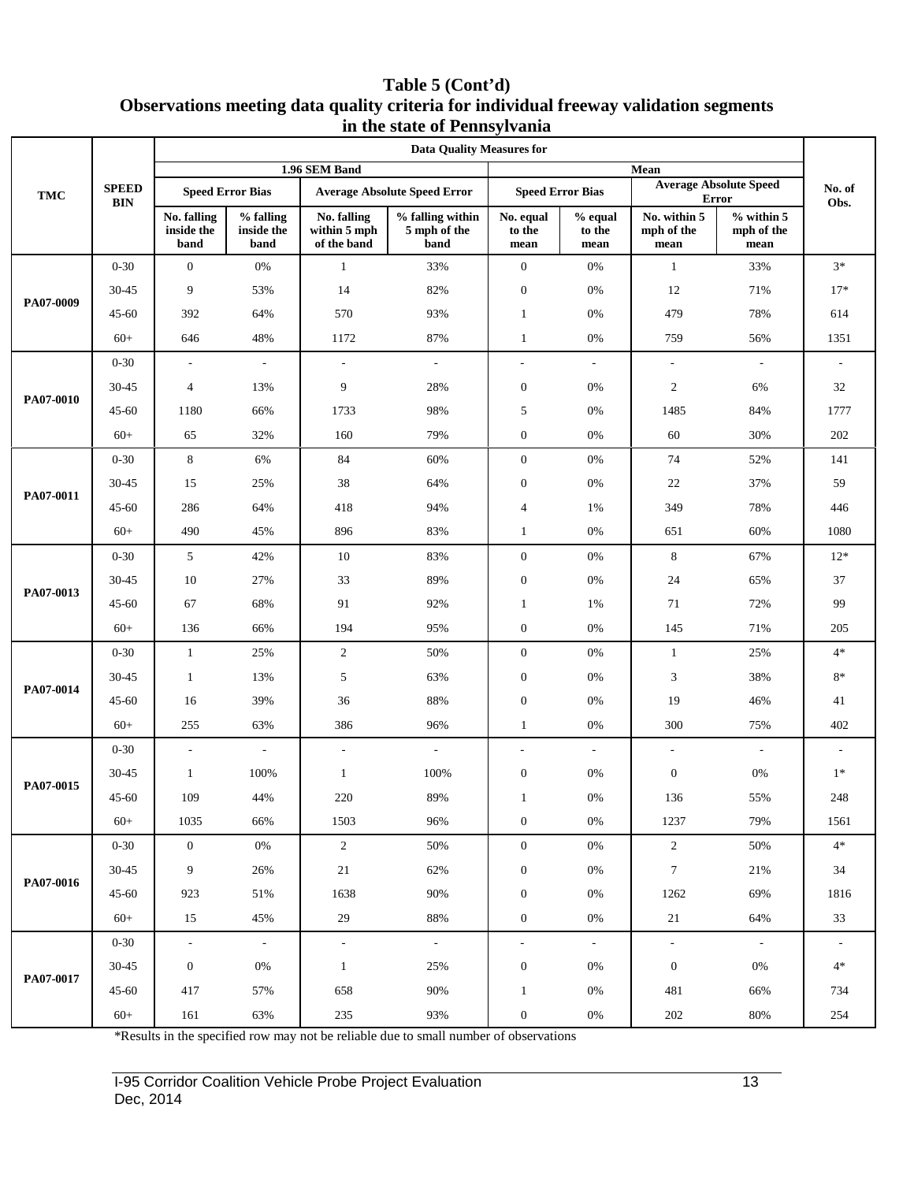**Table 5 (Cont'd)**
**Observations meeting data quality criteria for individual freeway validation segments in the state of Pennsylvania**

| TMC | SPEED BIN | Data Quality Measures for | | | | | | | | No. of Obs. |
|---|---|---|---|---|---|---|---|---|---|---|
| | | 1.96 SEM Band | | | | Mean | | | | |
| | | Speed Error Bias | | Average Absolute Speed Error | | Speed Error Bias | | Average Absolute Speed Error | | |
| | | No. falling inside the band | % falling inside the band | No. falling within 5 mph of the band | % falling within 5 mph of the band | No. equal to the mean | % equal to the mean | No. within 5 mph of the mean | % within 5 mph of the mean | |
| PA07-0009 | 0-30 | 0 | 0% | 1 | 33% | 0 | 0% | 1 | 33% | 3* |
| | 30-45 | 9 | 53% | 14 | 82% | 0 | 0% | 12 | 71% | 17* |
| | 45-60 | 392 | 64% | 570 | 93% | 1 | 0% | 479 | 78% | 614 |
| | 60+ | 646 | 48% | 1172 | 87% | 1 | 0% | 759 | 56% | 1351 |
| PA07-0010 | 0-30 | - | - | - | - | - | - | - | - | - |
| | 30-45 | 4 | 13% | 9 | 28% | 0 | 0% | 2 | 6% | 32 |
| | 45-60 | 1180 | 66% | 1733 | 98% | 5 | 0% | 1485 | 84% | 1777 |
| | 60+ | 65 | 32% | 160 | 79% | 0 | 0% | 60 | 30% | 202 |
| PA07-0011 | 0-30 | 8 | 6% | 84 | 60% | 0 | 0% | 74 | 52% | 141 |
| | 30-45 | 15 | 25% | 38 | 64% | 0 | 0% | 22 | 37% | 59 |
| | 45-60 | 286 | 64% | 418 | 94% | 4 | 1% | 349 | 78% | 446 |
| | 60+ | 490 | 45% | 896 | 83% | 1 | 0% | 651 | 60% | 1080 |
| PA07-0013 | 0-30 | 5 | 42% | 10 | 83% | 0 | 0% | 8 | 67% | 12* |
| | 30-45 | 10 | 27% | 33 | 89% | 0 | 0% | 24 | 65% | 37 |
| | 45-60 | 67 | 68% | 91 | 92% | 1 | 1% | 71 | 72% | 99 |
| | 60+ | 136 | 66% | 194 | 95% | 0 | 0% | 145 | 71% | 205 |
| PA07-0014 | 0-30 | 1 | 25% | 2 | 50% | 0 | 0% | 1 | 25% | 4* |
| | 30-45 | 1 | 13% | 5 | 63% | 0 | 0% | 3 | 38% | 8* |
| | 45-60 | 16 | 39% | 36 | 88% | 0 | 0% | 19 | 46% | 41 |
| | 60+ | 255 | 63% | 386 | 96% | 1 | 0% | 300 | 75% | 402 |
| PA07-0015 | 0-30 | - | - | - | - | - | - | - | - | - |
| | 30-45 | 1 | 100% | 1 | 100% | 0 | 0% | 0 | 0% | 1* |
| | 45-60 | 109 | 44% | 220 | 89% | 1 | 0% | 136 | 55% | 248 |
| | 60+ | 1035 | 66% | 1503 | 96% | 0 | 0% | 1237 | 79% | 1561 |
| PA07-0016 | 0-30 | 0 | 0% | 2 | 50% | 0 | 0% | 2 | 50% | 4* |
| | 30-45 | 9 | 26% | 21 | 62% | 0 | 0% | 7 | 21% | 34 |
| | 45-60 | 923 | 51% | 1638 | 90% | 0 | 0% | 1262 | 69% | 1816 |
| | 60+ | 15 | 45% | 29 | 88% | 0 | 0% | 21 | 64% | 33 |
| PA07-0017 | 0-30 | - | - | - | - | - | - | - | - | - |
| | 30-45 | 0 | 0% | 1 | 25% | 0 | 0% | 0 | 0% | 4* |
| | 45-60 | 417 | 57% | 658 | 90% | 1 | 0% | 481 | 66% | 734 |
| | 60+ | 161 | 63% | 235 | 93% | 0 | 0% | 202 | 80% | 254 |

*Results in the specified row may not be reliable due to small number of observations